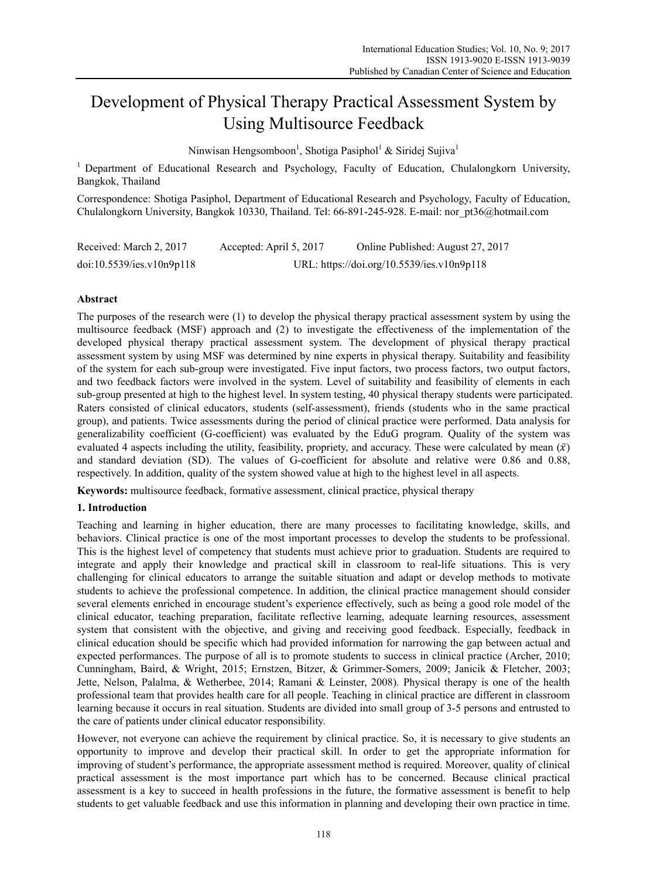# Development of Physical Therapy Practical Assessment System by Using Multisource Feedback

Ninwisan Hengsomboon[1], Shotiga Pasiphol[1] & Siridej Sujiva[1]

[1] Department of Educational Research and Psychology, Faculty of Education, Chulalongkorn University, Bangkok, Thailand

Correspondence: Shotiga Pasiphol, Department of Educational Research and Psychology, Faculty of Education, Chulalongkorn University, Bangkok 10330, Thailand. Tel: 66-891-245-928. E-mail: nor_pt36@hotmail.com

Received: March 2, 2017 Accepted: April 5, 2017 Online Published: August 27, 2017

doi:10.5539/ies.v10n9p118 URL: https://doi.org/10.5539/ies.v10n9p118

## Abstract

The purposes of the research were (1) to develop the physical therapy practical assessment system by using the multisource feedback (MSF) approach and (2) to investigate the effectiveness of the implementation of the developed physical therapy practical assessment system. The development of physical therapy practical assessment system by using MSF was determined by nine experts in physical therapy. Suitability and feasibility of the system for each sub-group were investigated. Five input factors, two process factors, two output factors, and two feedback factors were involved in the system. Level of suitability and feasibility of elements in each sub-group presented at high to the highest level. In system testing, 40 physical therapy students were participated. Raters consisted of clinical educators, students (self-assessment), friends (students who in the same practical group), and patients. Twice assessments during the period of clinical practice were performed. Data analysis for generalizability coefficient (G-coefficient) was evaluated by the EduG program. Quality of the system was evaluated 4 aspects including the utility, feasibility, propriety, and accuracy. These were calculated by mean ($\bar{x}$) and standard deviation (SD). The values of G-coefficient for absolute and relative were 0.86 and 0.88, respectively. In addition, quality of the system showed value at high to the highest level in all aspects.

**Keywords:** multisource feedback, formative assessment, clinical practice, physical therapy

## 1. Introduction

Teaching and learning in higher education, there are many processes to facilitating knowledge, skills, and behaviors. Clinical practice is one of the most important processes to develop the students to be professional. This is the highest level of competency that students must achieve prior to graduation. Students are required to integrate and apply their knowledge and practical skill in classroom to real-life situations. This is very challenging for clinical educators to arrange the suitable situation and adapt or develop methods to motivate students to achieve the professional competence. In addition, the clinical practice management should consider several elements enriched in encourage student's experience effectively, such as being a good role model of the clinical educator, teaching preparation, facilitate reflective learning, adequate learning resources, assessment system that consistent with the objective, and giving and receiving good feedback. Especially, feedback in clinical education should be specific which had provided information for narrowing the gap between actual and expected performances. The purpose of all is to promote students to success in clinical practice (Archer, 2010; Cunningham, Baird, & Wright, 2015; Ernstzen, Bitzer, & Grimmer-Somers, 2009; Janicik & Fletcher, 2003; Jette, Nelson, Palalma, & Wetherbee, 2014; Ramani & Leinster, 2008). Physical therapy is one of the health professional team that provides health care for all people. Teaching in clinical practice are different in classroom learning because it occurs in real situation. Students are divided into small group of 3-5 persons and entrusted to the care of patients under clinical educator responsibility.

However, not everyone can achieve the requirement by clinical practice. So, it is necessary to give students an opportunity to improve and develop their practical skill. In order to get the appropriate information for improving of student's performance, the appropriate assessment method is required. Moreover, quality of clinical practical assessment is the most importance part which has to be concerned. Because clinical practical assessment is a key to succeed in health professions in the future, the formative assessment is benefit to help students to get valuable feedback and use this information in planning and developing their own practice in time.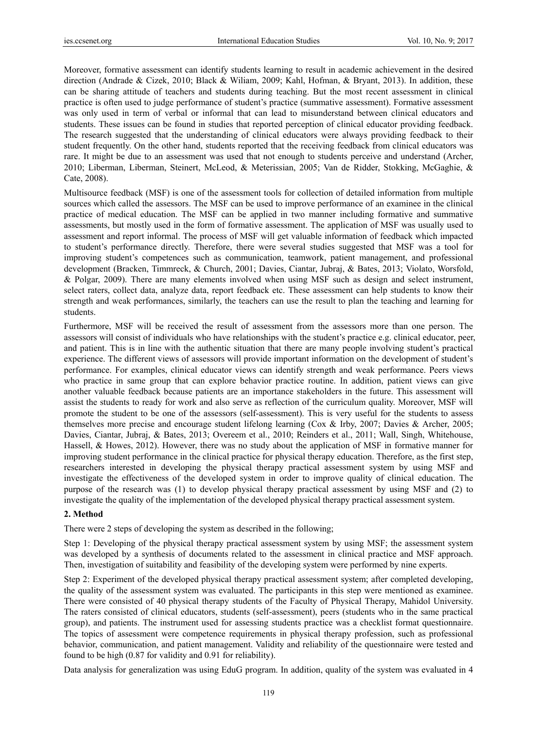Moreover, formative assessment can identify students learning to result in academic achievement in the desired direction (Andrade & Cizek, 2010; Black & Wiliam, 2009; Kahl, Hofman, & Bryant, 2013). In addition, these can be sharing attitude of teachers and students during teaching. But the most recent assessment in clinical practice is often used to judge performance of student's practice (summative assessment). Formative assessment was only used in term of verbal or informal that can lead to misunderstand between clinical educators and students. These issues can be found in studies that reported perception of clinical educator providing feedback. The research suggested that the understanding of clinical educators were always providing feedback to their student frequently. On the other hand, students reported that the receiving feedback from clinical educators was rare. It might be due to an assessment was used that not enough to students perceive and understand (Archer, 2010; Liberman, Liberman, Steinert, McLeod, & Meterissian, 2005; Van de Ridder, Stokking, McGaghie, & Cate, 2008).

Multisource feedback (MSF) is one of the assessment tools for collection of detailed information from multiple sources which called the assessors. The MSF can be used to improve performance of an examinee in the clinical practice of medical education. The MSF can be applied in two manner including formative and summative assessments, but mostly used in the form of formative assessment. The application of MSF was usually used to assessment and report informal. The process of MSF will get valuable information of feedback which impacted to student's performance directly. Therefore, there were several studies suggested that MSF was a tool for improving student's competences such as communication, teamwork, patient management, and professional development (Bracken, Timmreck, & Church, 2001; Davies, Ciantar, Jubraj, & Bates, 2013; Violato, Worsfold, & Polgar, 2009). There are many elements involved when using MSF such as design and select instrument, select raters, collect data, analyze data, report feedback etc. These assessment can help students to know their strength and weak performances, similarly, the teachers can use the result to plan the teaching and learning for students.

Furthermore, MSF will be received the result of assessment from the assessors more than one person. The assessors will consist of individuals who have relationships with the student's practice e.g. clinical educator, peer, and patient. This is in line with the authentic situation that there are many people involving student's practical experience. The different views of assessors will provide important information on the development of student's performance. For examples, clinical educator views can identify strength and weak performance. Peers views who practice in same group that can explore behavior practice routine. In addition, patient views can give another valuable feedback because patients are an importance stakeholders in the future. This assessment will assist the students to ready for work and also serve as reflection of the curriculum quality. Moreover, MSF will promote the student to be one of the assessors (self-assessment). This is very useful for the students to assess themselves more precise and encourage student lifelong learning (Cox & Irby, 2007; Davies & Archer, 2005; Davies, Ciantar, Jubraj, & Bates, 2013; Overeem et al., 2010; Reinders et al., 2011; Wall, Singh, Whitehouse, Hassell, & Howes, 2012). However, there was no study about the application of MSF in formative manner for improving student performance in the clinical practice for physical therapy education. Therefore, as the first step, researchers interested in developing the physical therapy practical assessment system by using MSF and investigate the effectiveness of the developed system in order to improve quality of clinical education. The purpose of the research was (1) to develop physical therapy practical assessment by using MSF and (2) to investigate the quality of the implementation of the developed physical therapy practical assessment system.

## 2. Method

There were 2 steps of developing the system as described in the following;

Step 1: Developing of the physical therapy practical assessment system by using MSF; the assessment system was developed by a synthesis of documents related to the assessment in clinical practice and MSF approach. Then, investigation of suitability and feasibility of the developing system were performed by nine experts.

Step 2: Experiment of the developed physical therapy practical assessment system; after completed developing, the quality of the assessment system was evaluated. The participants in this step were mentioned as examinee. There were consisted of 40 physical therapy students of the Faculty of Physical Therapy, Mahidol University. The raters consisted of clinical educators, students (self-assessment), peers (students who in the same practical group), and patients. The instrument used for assessing students practice was a checklist format questionnaire. The topics of assessment were competence requirements in physical therapy profession, such as professional behavior, communication, and patient management. Validity and reliability of the questionnaire were tested and found to be high (0.87 for validity and 0.91 for reliability).

Data analysis for generalization was using EduG program. In addition, quality of the system was evaluated in 4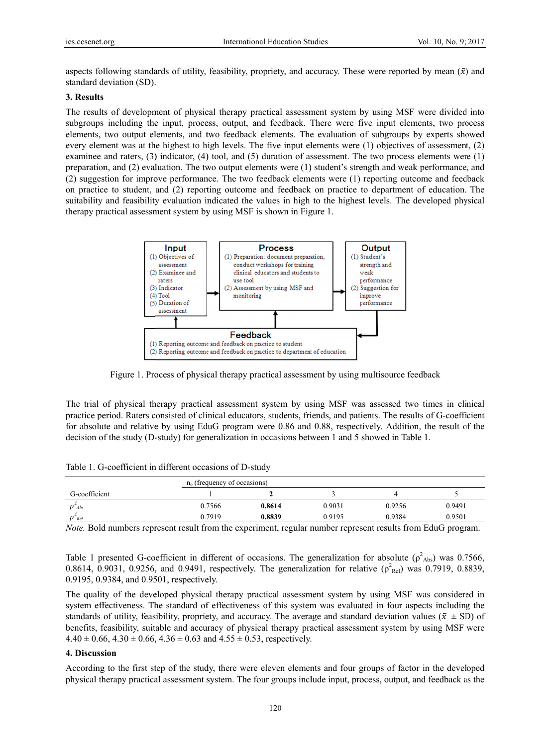aspects following standards of utility, feasibility, propriety, and accuracy. These were reported by mean ($\bar{x}$) and standard deviation (SD).

## 3. Results

The results of development of physical therapy practical assessment system by using MSF were divided into subgroups including the input, process, output, and feedback. There were five input elements, two process elements, two output elements, and two feedback elements. The evaluation of subgroups by experts showed every element was at the highest to high levels. The five input elements were (1) objectives of assessment, (2) examinee and raters, (3) indicator, (4) tool, and (5) duration of assessment. The two process elements were (1) preparation, and (2) evaluation. The two output elements were (1) student's strength and weak performance, and (2) suggestion for improve performance. The two feedback elements were (1) reporting outcome and feedback on practice to student, and (2) reporting outcome and feedback on practice to department of education. The suitability and feasibility evaluation indicated the values in high to the highest levels. The developed physical therapy practical assessment system by using MSF is shown in Figure 1.

**Input**
(1) Objectives of assessment
(2) Examinee and raters
(3) Indicator
(4) Tool
(5) Duration of assessment

**Process**
(1) Preparation: document preparation, conduct workshops for training clinical educators and students to use tool
(2) Assessment by using MSF and monitoring

**Output**
(1) Student's strength and weak performance
(2) Suggestion for improve performance

**Feedback**
(1) Reporting outcome and feedback on practice to student
(2) Reporting outcome and feedback on practice to department of education

Figure 1. Process of physical therapy practical assessment by using multisource feedback

The trial of physical therapy practical assessment system by using MSF was assessed two times in clinical practice period. Raters consisted of clinical educators, students, friends, and patients. The results of G-coefficient for absolute and relative by using EduG program were 0.86 and 0.88, respectively. Addition, the result of the decision of the study (D-study) for generalization in occasions between 1 and 5 showed in Table 1.

Table 1. G-coefficient in different occasions of D-study

| | $n_o$ (frequency of occasions) | | | | |
|---|---|---|---|---|---|
| G-coefficient | 1 | **2** | 3 | 4 | 5 |
| $\rho^2_{Abs}$ | 0.7566 | **0.8614** | 0.9031 | 0.9256 | 0.9491 |
| $\rho^2_{Rel}$ | 0.7919 | **0.8839** | 0.9195 | 0.9384 | 0.9501 |

*Note.* Bold numbers represent result from the experiment, regular number represent results from EduG program.

Table 1 presented G-coefficient in different of occasions. The generalization for absolute ($\rho^2_{Abs}$) was 0.7566, 0.8614, 0.9031, 0.9256, and 0.9491, respectively. The generalization for relative ($\rho^2_{Rel}$) was 0.7919, 0.8839, 0.9195, 0.9384, and 0.9501, respectively.

The quality of the developed physical therapy practical assessment system by using MSF was considered in system effectiveness. The standard of effectiveness of this system was evaluated in four aspects including the standards of utility, feasibility, propriety, and accuracy. The average and standard deviation values ($\bar{x} \pm$ SD) of benefits, feasibility, suitable and accuracy of physical therapy practical assessment system by using MSF were $4.40 \pm 0.66$, $4.30 \pm 0.66$, $4.36 \pm 0.63$ and $4.55 \pm 0.53$, respectively.

## 4. Discussion

According to the first step of the study, there were eleven elements and four groups of factor in the developed physical therapy practical assessment system. The four groups include input, process, output, and feedback as the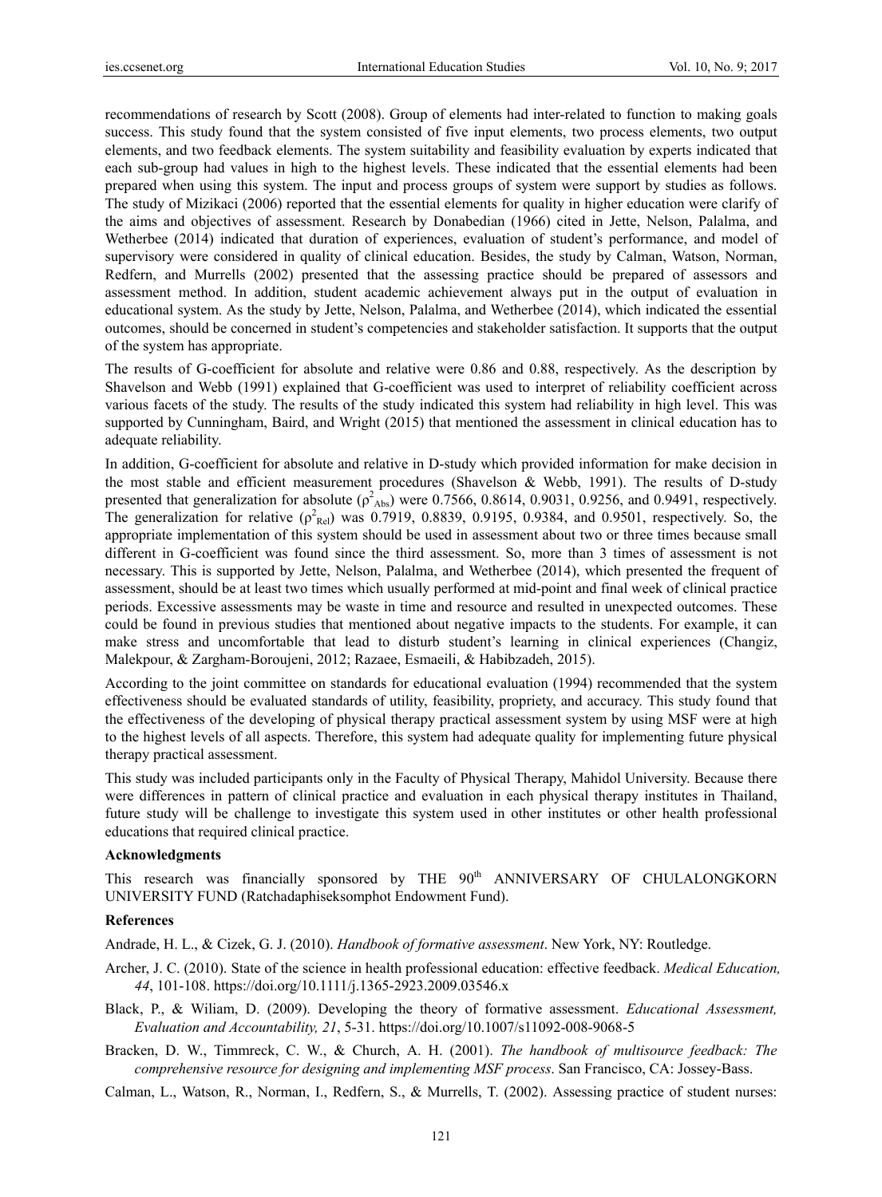recommendations of research by Scott (2008). Group of elements had inter-related to function to making goals success. This study found that the system consisted of five input elements, two process elements, two output elements, and two feedback elements. The system suitability and feasibility evaluation by experts indicated that each sub-group had values in high to the highest levels. These indicated that the essential elements had been prepared when using this system. The input and process groups of system were support by studies as follows. The study of Mizikaci (2006) reported that the essential elements for quality in higher education were clarify of the aims and objectives of assessment. Research by Donabedian (1966) cited in Jette, Nelson, Palalma, and Wetherbee (2014) indicated that duration of experiences, evaluation of student's performance, and model of supervisory were considered in quality of clinical education. Besides, the study by Calman, Watson, Norman, Redfern, and Murrells (2002) presented that the assessing practice should be prepared of assessors and assessment method. In addition, student academic achievement always put in the output of evaluation in educational system. As the study by Jette, Nelson, Palalma, and Wetherbee (2014), which indicated the essential outcomes, should be concerned in student's competencies and stakeholder satisfaction. It supports that the output of the system has appropriate.

The results of G-coefficient for absolute and relative were 0.86 and 0.88, respectively. As the description by Shavelson and Webb (1991) explained that G-coefficient was used to interpret of reliability coefficient across various facets of the study. The results of the study indicated this system had reliability in high level. This was supported by Cunningham, Baird, and Wright (2015) that mentioned the assessment in clinical education has to adequate reliability.

In addition, G-coefficient for absolute and relative in D-study which provided information for make decision in the most stable and efficient measurement procedures (Shavelson & Webb, 1991). The results of D-study presented that generalization for absolute ($\rho^2_{Abs}$) were 0.7566, 0.8614, 0.9031, 0.9256, and 0.9491, respectively. The generalization for relative ($\rho^2_{Rel}$) was 0.7919, 0.8839, 0.9195, 0.9384, and 0.9501, respectively. So, the appropriate implementation of this system should be used in assessment about two or three times because small different in G-coefficient was found since the third assessment. So, more than 3 times of assessment is not necessary. This is supported by Jette, Nelson, Palalma, and Wetherbee (2014), which presented the frequent of assessment, should be at least two times which usually performed at mid-point and final week of clinical practice periods. Excessive assessments may be waste in time and resource and resulted in unexpected outcomes. These could be found in previous studies that mentioned about negative impacts to the students. For example, it can make stress and uncomfortable that lead to disturb student's learning in clinical experiences (Changiz, Malekpour, & Zargham-Boroujeni, 2012; Razaee, Esmaeili, & Habibzadeh, 2015).

According to the joint committee on standards for educational evaluation (1994) recommended that the system effectiveness should be evaluated standards of utility, feasibility, propriety, and accuracy. This study found that the effectiveness of the developing of physical therapy practical assessment system by using MSF were at high to the highest levels of all aspects. Therefore, this system had adequate quality for implementing future physical therapy practical assessment.

This study was included participants only in the Faculty of Physical Therapy, Mahidol University. Because there were differences in pattern of clinical practice and evaluation in each physical therapy institutes in Thailand, future study will be challenge to investigate this system used in other institutes or other health professional educations that required clinical practice.

**Acknowledgments**

This research was financially sponsored by THE 90th ANNIVERSARY OF CHULALONGKORN UNIVERSITY FUND (Ratchadaphiseksomphot Endowment Fund).

**References**

Andrade, H. L., & Cizek, G. J. (2010). *Handbook of formative assessment*. New York, NY: Routledge.

Archer, J. C. (2010). State of the science in health professional education: effective feedback. *Medical Education, 44*, 101-108. https://doi.org/10.1111/j.1365-2923.2009.03546.x

Black, P., & Wiliam, D. (2009). Developing the theory of formative assessment. *Educational Assessment, Evaluation and Accountability, 21*, 5-31. https://doi.org/10.1007/s11092-008-9068-5

Bracken, D. W., Timmreck, C. W., & Church, A. H. (2001). *The handbook of multisource feedback: The comprehensive resource for designing and implementing MSF process*. San Francisco, CA: Jossey-Bass.

Calman, L., Watson, R., Norman, I., Redfern, S., & Murrells, T. (2002). Assessing practice of student nurses: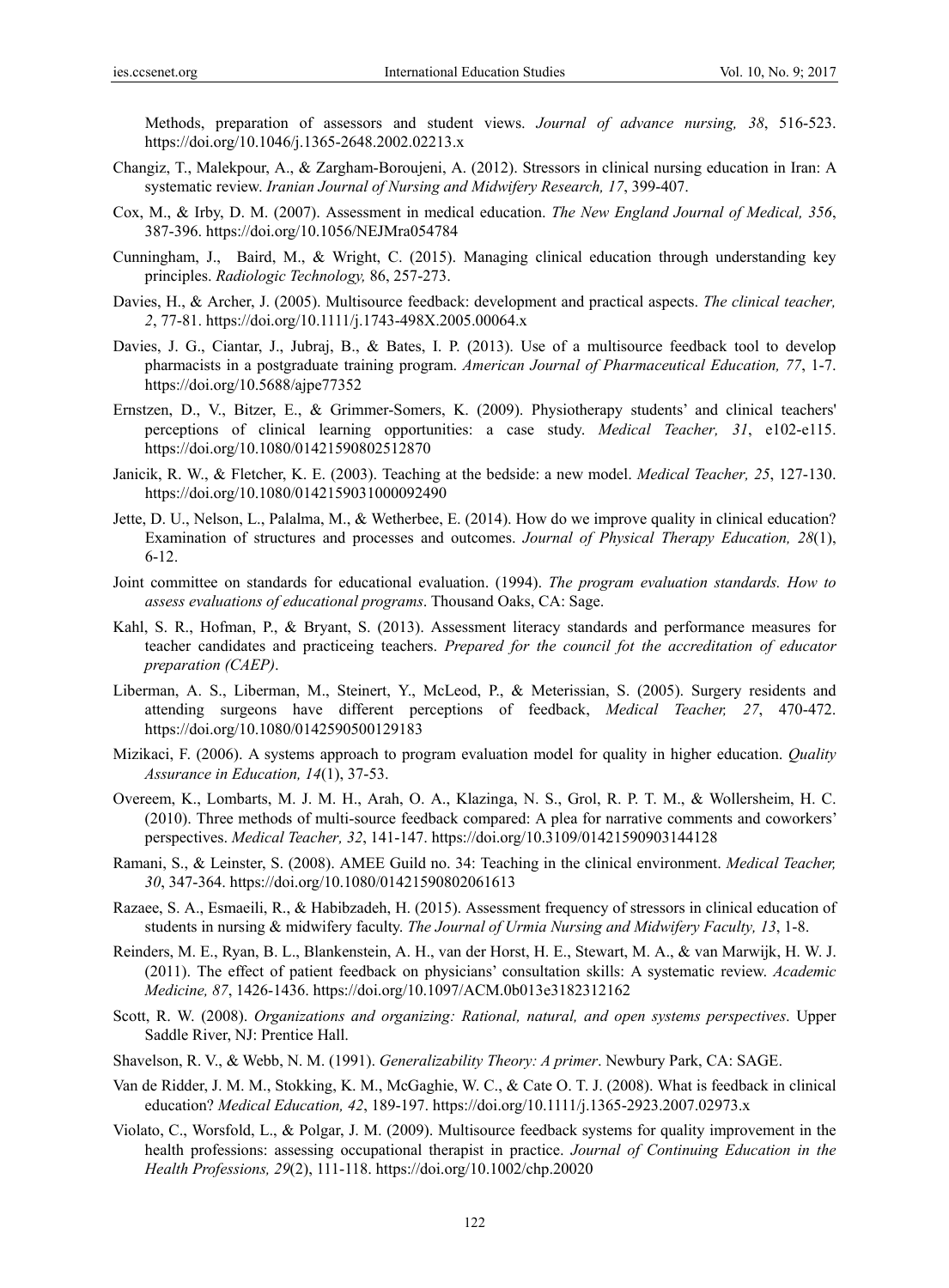Methods, preparation of assessors and student views. *Journal of advance nursing, 38*, 516-523. https://doi.org/10.1046/j.1365-2648.2002.02213.x

Changiz, T., Malekpour, A., & Zargham-Boroujeni, A. (2012). Stressors in clinical nursing education in Iran: A systematic review. *Iranian Journal of Nursing and Midwifery Research, 17*, 399-407.

Cox, M., & Irby, D. M. (2007). Assessment in medical education. *The New England Journal of Medical, 356*, 387-396. https://doi.org/10.1056/NEJMra054784

Cunningham, J., Baird, M., & Wright, C. (2015). Managing clinical education through understanding key principles. *Radiologic Technology,* 86, 257-273.

Davies, H., & Archer, J. (2005). Multisource feedback: development and practical aspects. *The clinical teacher, 2*, 77-81. https://doi.org/10.1111/j.1743-498X.2005.00064.x

Davies, J. G., Ciantar, J., Jubraj, B., & Bates, I. P. (2013). Use of a multisource feedback tool to develop pharmacists in a postgraduate training program. *American Journal of Pharmaceutical Education, 77*, 1-7. https://doi.org/10.5688/ajpe77352

Ernstzen, D., V., Bitzer, E., & Grimmer-Somers, K. (2009). Physiotherapy students' and clinical teachers' perceptions of clinical learning opportunities: a case study. *Medical Teacher, 31*, e102-e115. https://doi.org/10.1080/01421590802512870

Janicik, R. W., & Fletcher, K. E. (2003). Teaching at the bedside: a new model. *Medical Teacher, 25*, 127-130. https://doi.org/10.1080/0142159031000092490

Jette, D. U., Nelson, L., Palalma, M., & Wetherbee, E. (2014). How do we improve quality in clinical education? Examination of structures and processes and outcomes. *Journal of Physical Therapy Education, 28*(1), 6-12.

Joint committee on standards for educational evaluation. (1994). *The program evaluation standards. How to assess evaluations of educational programs*. Thousand Oaks, CA: Sage.

Kahl, S. R., Hofman, P., & Bryant, S. (2013). Assessment literacy standards and performance measures for teacher candidates and practiceing teachers. *Prepared for the council fot the accreditation of educator preparation (CAEP)*.

Liberman, A. S., Liberman, M., Steinert, Y., McLeod, P., & Meterissian, S. (2005). Surgery residents and attending surgeons have different perceptions of feedback, *Medical Teacher, 27*, 470-472. https://doi.org/10.1080/0142590500129183

Mizikaci, F. (2006). A systems approach to program evaluation model for quality in higher education. *Quality Assurance in Education, 14*(1), 37-53.

Overeem, K., Lombarts, M. J. M. H., Arah, O. A., Klazinga, N. S., Grol, R. P. T. M., & Wollersheim, H. C. (2010). Three methods of multi-source feedback compared: A plea for narrative comments and coworkers' perspectives. *Medical Teacher, 32*, 141-147. https://doi.org/10.3109/01421590903144128

Ramani, S., & Leinster, S. (2008). AMEE Guild no. 34: Teaching in the clinical environment. *Medical Teacher, 30*, 347-364. https://doi.org/10.1080/01421590802061613

Razaee, S. A., Esmaeili, R., & Habibzadeh, H. (2015). Assessment frequency of stressors in clinical education of students in nursing & midwifery faculty. *The Journal of Urmia Nursing and Midwifery Faculty, 13*, 1-8.

Reinders, M. E., Ryan, B. L., Blankenstein, A. H., van der Horst, H. E., Stewart, M. A., & van Marwijk, H. W. J. (2011). The effect of patient feedback on physicians' consultation skills: A systematic review. *Academic Medicine, 87*, 1426-1436. https://doi.org/10.1097/ACM.0b013e3182312162

Scott, R. W. (2008). *Organizations and organizing: Rational, natural, and open systems perspectives*. Upper Saddle River, NJ: Prentice Hall.

Shavelson, R. V., & Webb, N. M. (1991). *Generalizability Theory: A primer*. Newbury Park, CA: SAGE.

Van de Ridder, J. M. M., Stokking, K. M., McGaghie, W. C., & Cate O. T. J. (2008). What is feedback in clinical education? *Medical Education, 42*, 189-197. https://doi.org/10.1111/j.1365-2923.2007.02973.x

Violato, C., Worsfold, L., & Polgar, J. M. (2009). Multisource feedback systems for quality improvement in the health professions: assessing occupational therapist in practice. *Journal of Continuing Education in the Health Professions, 29*(2), 111-118. https://doi.org/10.1002/chp.20020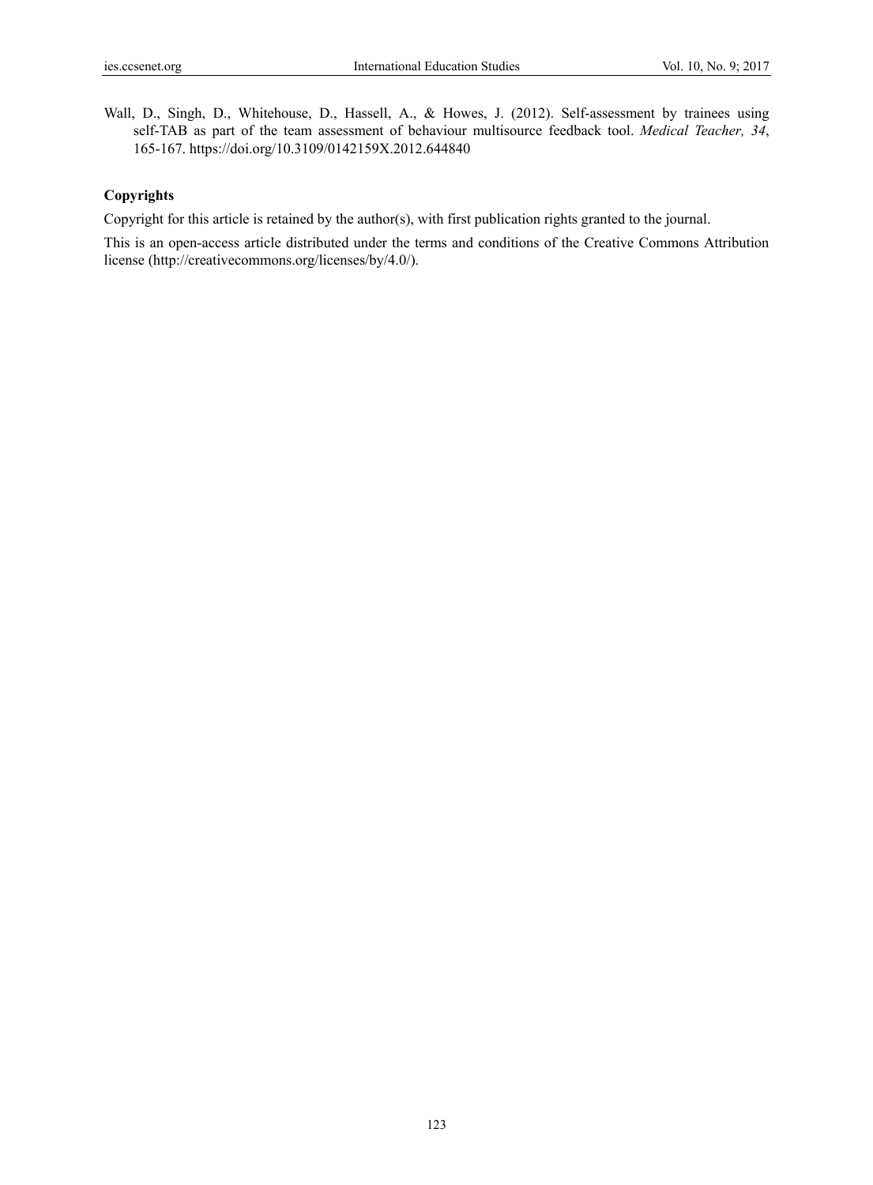Wall, D., Singh, D., Whitehouse, D., Hassell, A., & Howes, J. (2012). Self-assessment by trainees using self-TAB as part of the team assessment of behaviour multisource feedback tool. *Medical Teacher, 34*, 165-167. https://doi.org/10.3109/0142159X.2012.644840

**Copyrights**

Copyright for this article is retained by the author(s), with first publication rights granted to the journal.

This is an open-access article distributed under the terms and conditions of the Creative Commons Attribution license (http://creativecommons.org/licenses/by/4.0/).